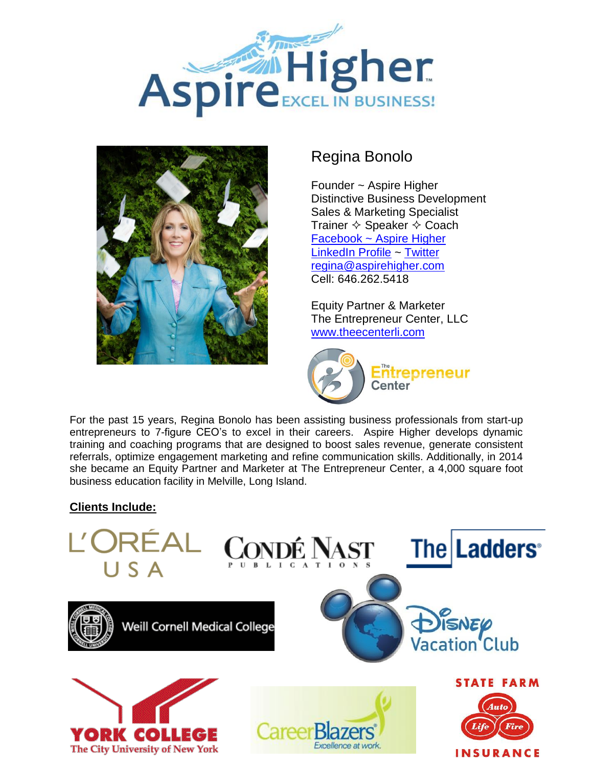# Aspire Higher™ EXCEL IN BUSINESS!

## Regina Bonolo

Founder ~ Aspire Higher
Distinctive Business Development
Sales & Marketing Specialist
Trainer ✧ Speaker ✧ Coach
Facebook ~ Aspire Higher
LinkedIn Profile ~ Twitter
regina@aspirehigher.com
Cell: 646.262.5418

Equity Partner & Marketer
The Entrepreneur Center, LLC
www.theecenterli.com

The Entrepreneur Center

For the past 15 years, Regina Bonolo has been assisting business professionals from start-up entrepreneurs to 7-figure CEO's to excel in their careers. Aspire Higher develops dynamic training and coaching programs that are designed to boost sales revenue, generate consistent referrals, optimize engagement marketing and refine communication skills. Additionally, in 2014 she became an Equity Partner and Marketer at The Entrepreneur Center, a 4,000 square foot business education facility in Melville, Long Island.

**Clients Include:**

- L'ORÉAL USA
- CONDÉ NAST PUBLICATIONS
- The Ladders
- Weill Cornell Medical College
- Disney Vacation Club
- YORK COLLEGE The City University of New York
- CareerBlazers Excellence at work.
- STATE FARM INSURANCE (Auto, Life, Fire)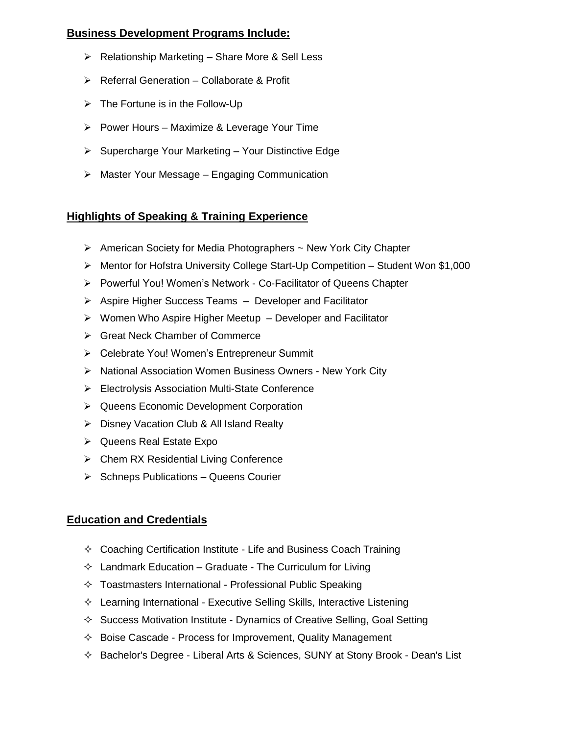**Business Development Programs Include:**

- Relationship Marketing – Share More & Sell Less
- Referral Generation – Collaborate & Profit
- The Fortune is in the Follow-Up
- Power Hours – Maximize & Leverage Your Time
- Supercharge Your Marketing – Your Distinctive Edge
- Master Your Message – Engaging Communication

**Highlights of Speaking & Training Experience**

- American Society for Media Photographers ~ New York City Chapter
- Mentor for Hofstra University College Start-Up Competition – Student Won $1,000
- Powerful You! Women's Network - Co-Facilitator of Queens Chapter
- Aspire Higher Success Teams – Developer and Facilitator
- Women Who Aspire Higher Meetup – Developer and Facilitator
- Great Neck Chamber of Commerce
- Celebrate You! Women's Entrepreneur Summit
- National Association Women Business Owners - New York City
- Electrolysis Association Multi-State Conference
- Queens Economic Development Corporation
- Disney Vacation Club & All Island Realty
- Queens Real Estate Expo
- Chem RX Residential Living Conference
- Schneps Publications – Queens Courier

**Education and Credentials**

- Coaching Certification Institute - Life and Business Coach Training
- Landmark Education – Graduate - The Curriculum for Living
- Toastmasters International - Professional Public Speaking
- Learning International - Executive Selling Skills, Interactive Listening
- Success Motivation Institute - Dynamics of Creative Selling, Goal Setting
- Boise Cascade - Process for Improvement, Quality Management
- Bachelor's Degree - Liberal Arts & Sciences, SUNY at Stony Brook - Dean's List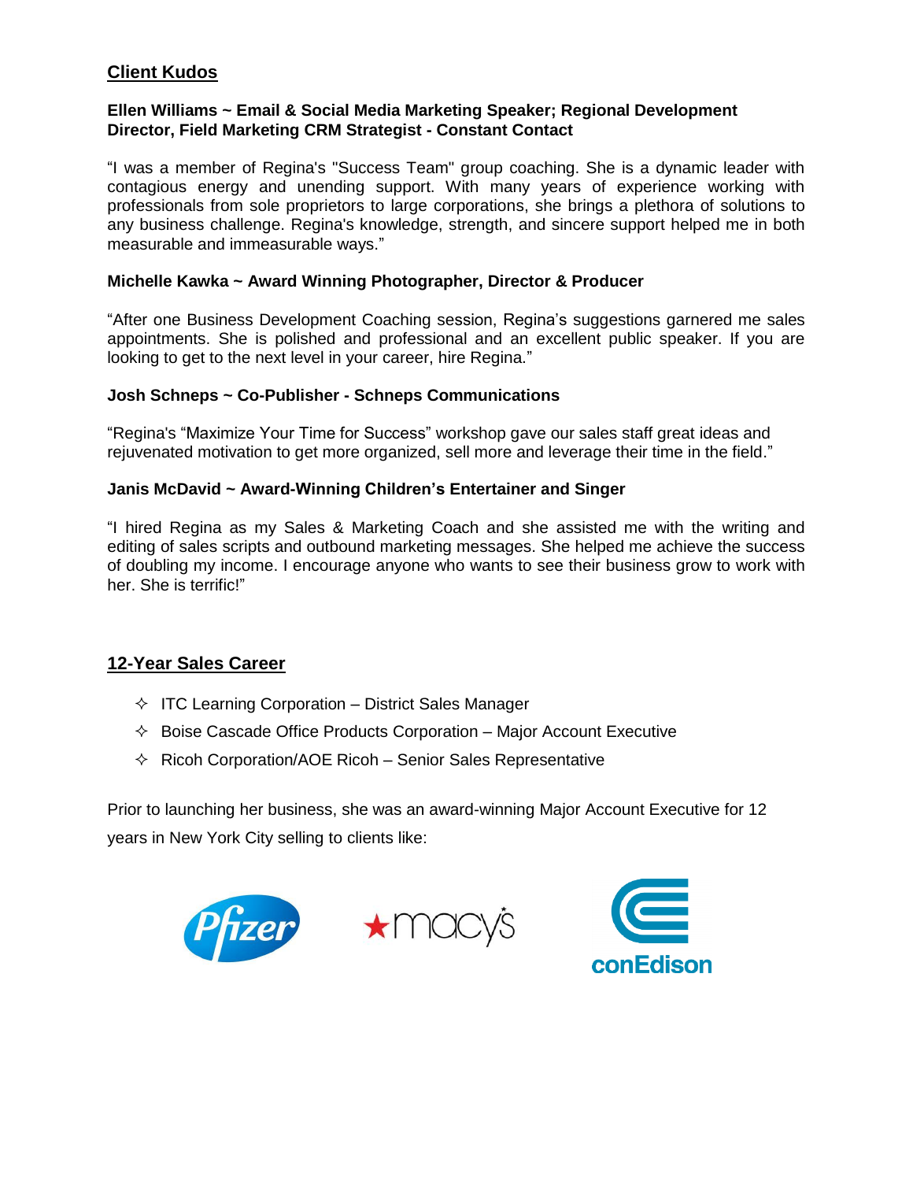## Client Kudos

**Ellen Williams ~ Email & Social Media Marketing Speaker; Regional Development Director, Field Marketing CRM Strategist - Constant Contact**

"I was a member of Regina's "Success Team" group coaching. She is a dynamic leader with contagious energy and unending support. With many years of experience working with professionals from sole proprietors to large corporations, she brings a plethora of solutions to any business challenge. Regina's knowledge, strength, and sincere support helped me in both measurable and immeasurable ways."

**Michelle Kawka ~ Award Winning Photographer, Director & Producer**

"After one Business Development Coaching session, Regina's suggestions garnered me sales appointments. She is polished and professional and an excellent public speaker. If you are looking to get to the next level in your career, hire Regina."

**Josh Schneps ~ Co-Publisher - Schneps Communications**

"Regina's "Maximize Your Time for Success" workshop gave our sales staff great ideas and rejuvenated motivation to get more organized, sell more and leverage their time in the field."

**Janis McDavid ~ Award-Winning Children's Entertainer and Singer**

"I hired Regina as my Sales & Marketing Coach and she assisted me with the writing and editing of sales scripts and outbound marketing messages. She helped me achieve the success of doubling my income. I encourage anyone who wants to see their business grow to work with her. She is terrific!"

## 12-Year Sales Career

- ITC Learning Corporation – District Sales Manager
- Boise Cascade Office Products Corporation – Major Account Executive
- Ricoh Corporation/AOE Ricoh – Senior Sales Representative

Prior to launching her business, she was an award-winning Major Account Executive for 12 years in New York City selling to clients like:

Pfizer

macy's

conEdison